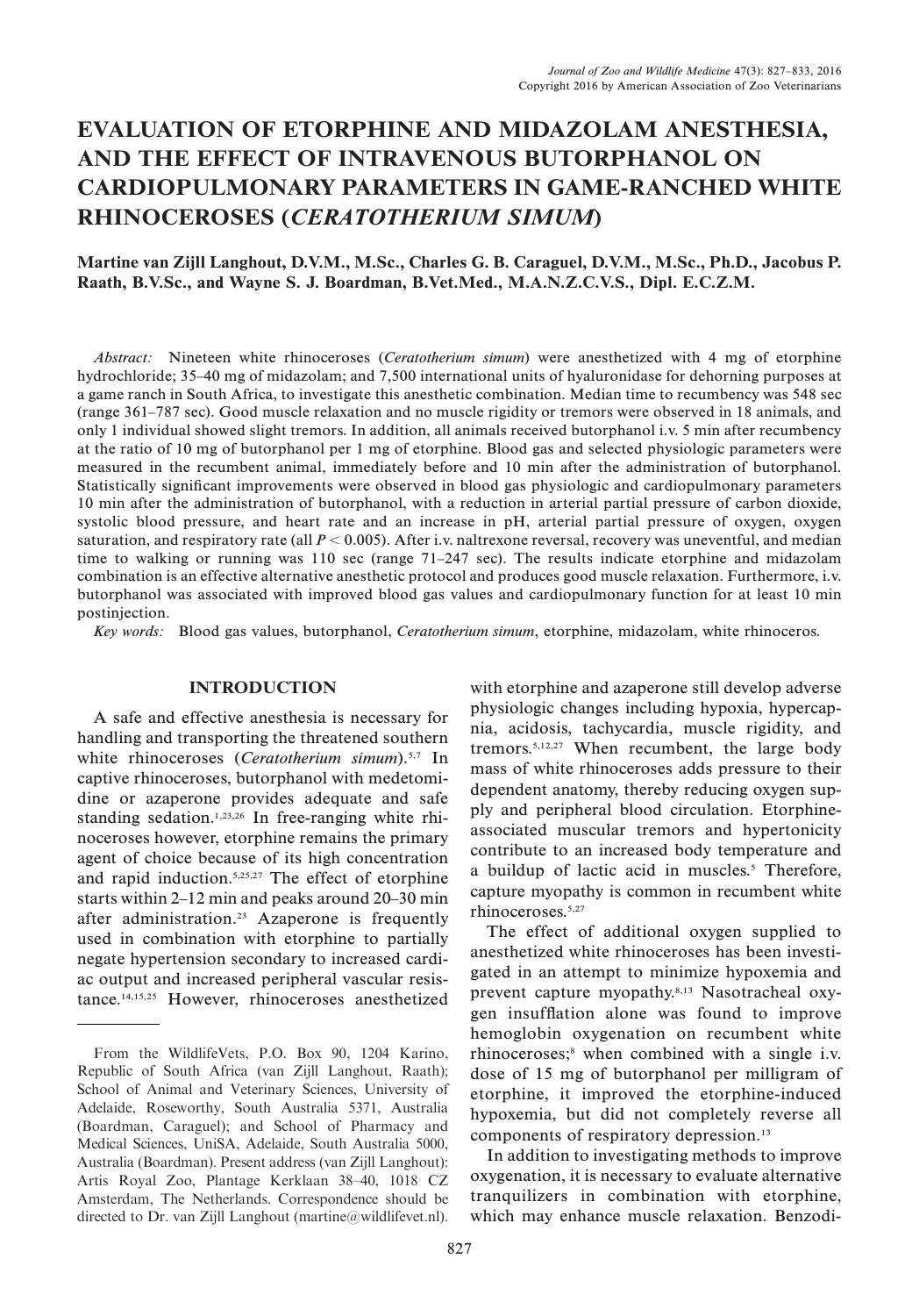# EVALUATION OF ETORPHINE AND MIDAZOLAM ANESTHESIA, AND THE EFFECT OF INTRAVENOUS BUTORPHANOL ON CARDIOPULMONARY PARAMETERS IN GAME-RANCHED WHITE RHINOCEROSES (*CERATOTHERIUM SIMUM*)

**Martine van Zijll Langhout, D.V.M., M.Sc., Charles G. B. Caraguel, D.V.M., M.Sc., Ph.D., Jacobus P. Raath, B.V.Sc., and Wayne S. J. Boardman, B.Vet.Med., M.A.N.Z.C.V.S., Dipl. E.C.Z.M.**

*Abstract:* Nineteen white rhinoceroses (*Ceratotherium simum*) were anesthetized with 4 mg of etorphine hydrochloride; 35–40 mg of midazolam; and 7,500 international units of hyaluronidase for dehorning purposes at a game ranch in South Africa, to investigate this anesthetic combination. Median time to recumbency was 548 sec (range 361–787 sec). Good muscle relaxation and no muscle rigidity or tremors were observed in 18 animals, and only 1 individual showed slight tremors. In addition, all animals received butorphanol i.v. 5 min after recumbency at the ratio of 10 mg of butorphanol per 1 mg of etorphine. Blood gas and selected physiologic parameters were measured in the recumbent animal, immediately before and 10 min after the administration of butorphanol. Statistically significant improvements were observed in blood gas physiologic and cardiopulmonary parameters 10 min after the administration of butorphanol, with a reduction in arterial partial pressure of carbon dioxide, systolic blood pressure, and heart rate and an increase in pH, arterial partial pressure of oxygen, oxygen saturation, and respiratory rate (all $P < 0.005$). After i.v. naltrexone reversal, recovery was uneventful, and median time to walking or running was 110 sec (range 71–247 sec). The results indicate etorphine and midazolam combination is an effective alternative anesthetic protocol and produces good muscle relaxation. Furthermore, i.v. butorphanol was associated with improved blood gas values and cardiopulmonary function for at least 10 min postinjection.

*Key words:* Blood gas values, butorphanol, *Ceratotherium simum*, etorphine, midazolam, white rhinoceros.

## INTRODUCTION

A safe and effective anesthesia is necessary for handling and transporting the threatened southern white rhinoceroses (*Ceratotherium simum*).[5,7] In captive rhinoceroses, butorphanol with medetomidine or azaperone provides adequate and safe standing sedation.[1,23,26] In free-ranging white rhinoceroses however, etorphine remains the primary agent of choice because of its high concentration and rapid induction.[5,25,27] The effect of etorphine starts within 2–12 min and peaks around 20–30 min after administration.[23] Azaperone is frequently used in combination with etorphine to partially negate hypertension secondary to increased cardiac output and increased peripheral vascular resistance.[14,15,25] However, rhinoceroses anesthetized with etorphine and azaperone still develop adverse physiologic changes including hypoxia, hypercapnia, acidosis, tachycardia, muscle rigidity, and tremors.[5,12,27] When recumbent, the large body mass of white rhinoceroses adds pressure to their dependent anatomy, thereby reducing oxygen supply and peripheral blood circulation. Etorphine-associated muscular tremors and hypertonicity contribute to an increased body temperature and a buildup of lactic acid in muscles.[5] Therefore, capture myopathy is common in recumbent white rhinoceroses.[5,27]

The effect of additional oxygen supplied to anesthetized white rhinoceroses has been investigated in an attempt to minimize hypoxemia and prevent capture myopathy.[8,13] Nasotracheal oxygen insufflation alone was found to improve hemoglobin oxygenation on recumbent white rhinoceroses;[8] when combined with a single i.v. dose of 15 mg of butorphanol per milligram of etorphine, it improved the etorphine-induced hypoxemia, but did not completely reverse all components of respiratory depression.[13]

In addition to investigating methods to improve oxygenation, it is necessary to evaluate alternative tranquilizers in combination with etorphine, which may enhance muscle relaxation. Benzodi-

From the WildlifeVets, P.O. Box 90, 1204 Karino, Republic of South Africa (van Zijll Langhout, Raath); School of Animal and Veterinary Sciences, University of Adelaide, Roseworthy, South Australia 5371, Australia (Boardman, Caraguel); and School of Pharmacy and Medical Sciences, UniSA, Adelaide, South Australia 5000, Australia (Boardman). Present address (van Zijll Langhout): Artis Royal Zoo, Plantage Kerklaan 38–40, 1018 CZ Amsterdam, The Netherlands. Correspondence should be directed to Dr. van Zijll Langhout (martine@wildlifevet.nl).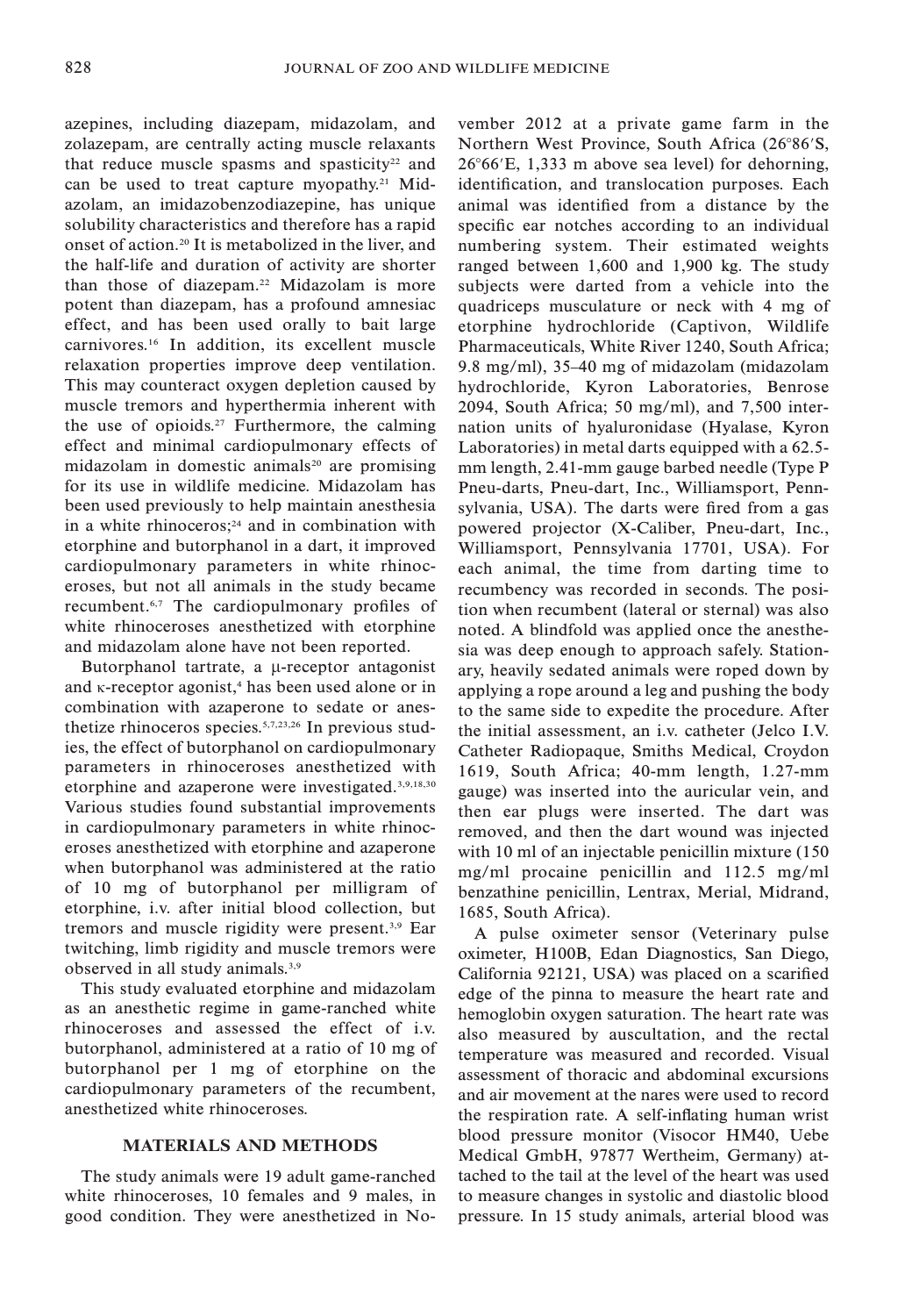azepines, including diazepam, midazolam, and zolazepam, are centrally acting muscle relaxants that reduce muscle spasms and spasticity[22] and can be used to treat capture myopathy.[21] Midazolam, an imidazobenzodiazepine, has unique solubility characteristics and therefore has a rapid onset of action.[20] It is metabolized in the liver, and the half-life and duration of activity are shorter than those of diazepam.[22] Midazolam is more potent than diazepam, has a profound amnesiac effect, and has been used orally to bait large carnivores.[16] In addition, its excellent muscle relaxation properties improve deep ventilation. This may counteract oxygen depletion caused by muscle tremors and hyperthermia inherent with the use of opioids.[27] Furthermore, the calming effect and minimal cardiopulmonary effects of midazolam in domestic animals[20] are promising for its use in wildlife medicine. Midazolam has been used previously to help maintain anesthesia in a white rhinoceros;[24] and in combination with etorphine and butorphanol in a dart, it improved cardiopulmonary parameters in white rhinoceroses, but not all animals in the study became recumbent.[6,7] The cardiopulmonary profiles of white rhinoceroses anesthetized with etorphine and midazolam alone have not been reported.

Butorphanol tartrate, a μ-receptor antagonist and κ-receptor agonist,[4] has been used alone or in combination with azaperone to sedate or anesthetize rhinoceros species.[5,7,23,26] In previous studies, the effect of butorphanol on cardiopulmonary parameters in rhinoceroses anesthetized with etorphine and azaperone were investigated.[3,9,18,30] Various studies found substantial improvements in cardiopulmonary parameters in white rhinoceroses anesthetized with etorphine and azaperone when butorphanol was administered at the ratio of 10 mg of butorphanol per milligram of etorphine, i.v. after initial blood collection, but tremors and muscle rigidity were present.[3,9] Ear twitching, limb rigidity and muscle tremors were observed in all study animals.[3,9]

This study evaluated etorphine and midazolam as an anesthetic regime in game-ranched white rhinoceroses and assessed the effect of i.v. butorphanol, administered at a ratio of 10 mg of butorphanol per 1 mg of etorphine on the cardiopulmonary parameters of the recumbent, anesthetized white rhinoceroses.

## MATERIALS AND METHODS

The study animals were 19 adult game-ranched white rhinoceroses, 10 females and 9 males, in good condition. They were anesthetized in November 2012 at a private game farm in the Northern West Province, South Africa (26°86′S, 26°66′E, 1,333 m above sea level) for dehorning, identification, and translocation purposes. Each animal was identified from a distance by the specific ear notches according to an individual numbering system. Their estimated weights ranged between 1,600 and 1,900 kg. The study subjects were darted from a vehicle into the quadriceps musculature or neck with 4 mg of etorphine hydrochloride (Captivon, Wildlife Pharmaceuticals, White River 1240, South Africa; 9.8 mg/ml), 35–40 mg of midazolam (midazolam hydrochloride, Kyron Laboratories, Benrose 2094, South Africa; 50 mg/ml), and 7,500 internation units of hyaluronidase (Hyalase, Kyron Laboratories) in metal darts equipped with a 62.5-mm length, 2.41-mm gauge barbed needle (Type P Pneu-darts, Pneu-dart, Inc., Williamsport, Pennsylvania, USA). The darts were fired from a gas powered projector (X-Caliber, Pneu-dart, Inc., Williamsport, Pennsylvania 17701, USA). For each animal, the time from darting time to recumbency was recorded in seconds. The position when recumbent (lateral or sternal) was also noted. A blindfold was applied once the anesthesia was deep enough to approach safely. Stationary, heavily sedated animals were roped down by applying a rope around a leg and pushing the body to the same side to expedite the procedure. After the initial assessment, an i.v. catheter (Jelco I.V. Catheter Radiopaque, Smiths Medical, Croydon 1619, South Africa; 40-mm length, 1.27-mm gauge) was inserted into the auricular vein, and then ear plugs were inserted. The dart was removed, and then the dart wound was injected with 10 ml of an injectable penicillin mixture (150 mg/ml procaine penicillin and 112.5 mg/ml benzathine penicillin, Lentrax, Merial, Midrand, 1685, South Africa).

A pulse oximeter sensor (Veterinary pulse oximeter, H100B, Edan Diagnostics, San Diego, California 92121, USA) was placed on a scarified edge of the pinna to measure the heart rate and hemoglobin oxygen saturation. The heart rate was also measured by auscultation, and the rectal temperature was measured and recorded. Visual assessment of thoracic and abdominal excursions and air movement at the nares were used to record the respiration rate. A self-inflating human wrist blood pressure monitor (Visocor HM40, Uebe Medical GmbH, 97877 Wertheim, Germany) attached to the tail at the level of the heart was used to measure changes in systolic and diastolic blood pressure. In 15 study animals, arterial blood was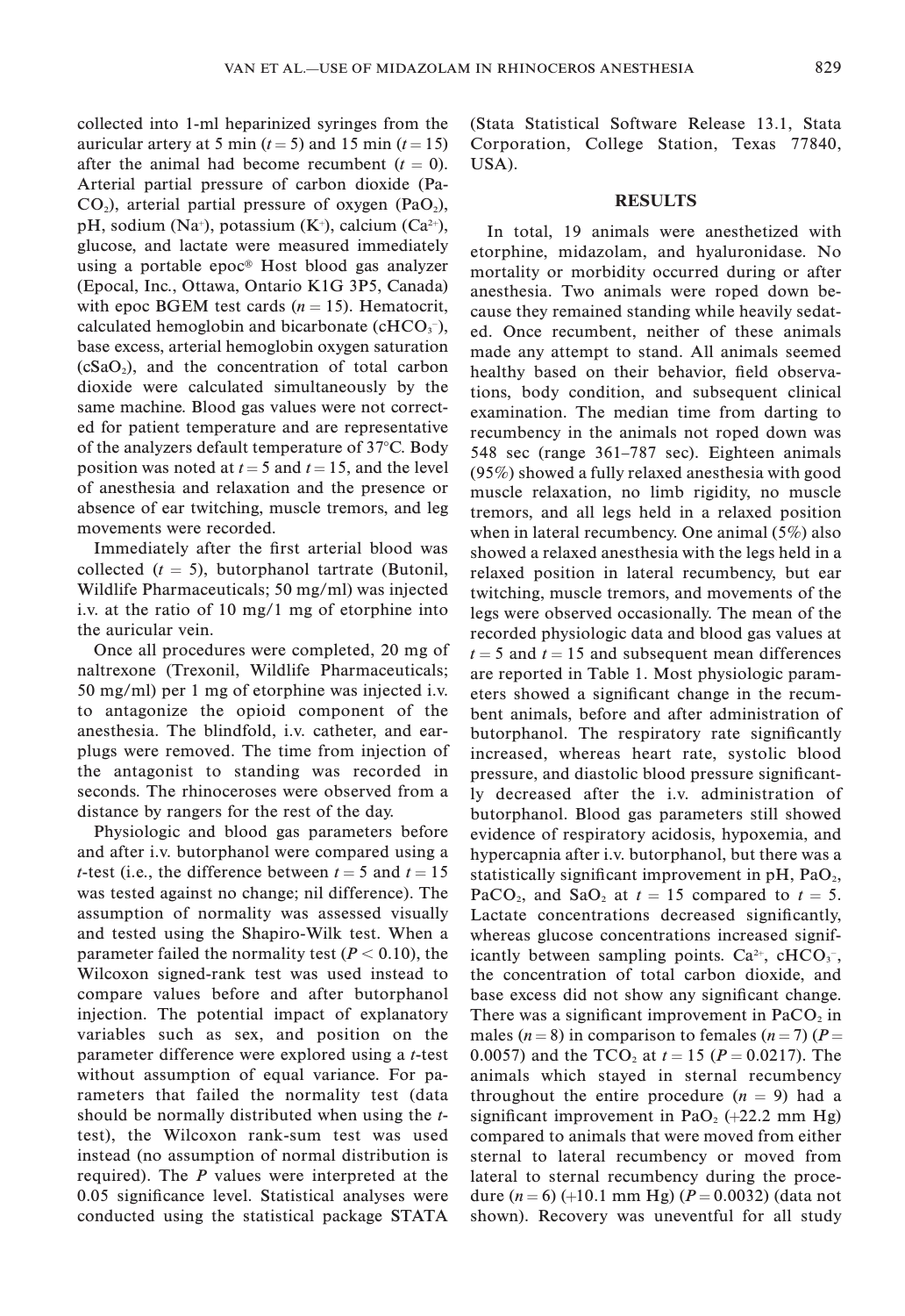collected into 1-ml heparinized syringes from the auricular artery at 5 min ($t = 5$) and 15 min ($t = 15$) after the animal had become recumbent ($t = 0$). Arterial partial pressure of carbon dioxide ($PaCO_2$), arterial partial pressure of oxygen ($PaO_2$), pH, sodium ($Na^+$), potassium ($K^+$), calcium ($Ca^{2+}$), glucose, and lactate were measured immediately using a portable epoc® Host blood gas analyzer (Epocal, Inc., Ottawa, Ontario K1G 3P5, Canada) with epoc BGEM test cards ($n = 15$). Hematocrit, calculated hemoglobin and bicarbonate ($cHCO_3^-$), base excess, arterial hemoglobin oxygen saturation ($cSaO_2$), and the concentration of total carbon dioxide were calculated simultaneously by the same machine. Blood gas values were not corrected for patient temperature and are representative of the analyzers default temperature of 37°C. Body position was noted at $t = 5$ and $t = 15$, and the level of anesthesia and relaxation and the presence or absence of ear twitching, muscle tremors, and leg movements were recorded.

Immediately after the first arterial blood was collected ($t = 5$), butorphanol tartrate (Butonil, Wildlife Pharmaceuticals; 50 mg/ml) was injected i.v. at the ratio of 10 mg/1 mg of etorphine into the auricular vein.

Once all procedures were completed, 20 mg of naltrexone (Trexonil, Wildlife Pharmaceuticals; 50 mg/ml) per 1 mg of etorphine was injected i.v. to antagonize the opioid component of the anesthesia. The blindfold, i.v. catheter, and earplugs were removed. The time from injection of the antagonist to standing was recorded in seconds. The rhinoceroses were observed from a distance by rangers for the rest of the day.

Physiologic and blood gas parameters before and after i.v. butorphanol were compared using a *t*-test (i.e., the difference between $t = 5$ and $t = 15$ was tested against no change; nil difference). The assumption of normality was assessed visually and tested using the Shapiro-Wilk test. When a parameter failed the normality test ($P < 0.10$), the Wilcoxon signed-rank test was used instead to compare values before and after butorphanol injection. The potential impact of explanatory variables such as sex, and position on the parameter difference were explored using a *t*-test without assumption of equal variance. For parameters that failed the normality test (data should be normally distributed when using the *t*-test), the Wilcoxon rank-sum test was used instead (no assumption of normal distribution is required). The *P* values were interpreted at the 0.05 significance level. Statistical analyses were conducted using the statistical package STATA (Stata Statistical Software Release 13.1, Stata Corporation, College Station, Texas 77840, USA).

## RESULTS

In total, 19 animals were anesthetized with etorphine, midazolam, and hyaluronidase. No mortality or morbidity occurred during or after anesthesia. Two animals were roped down because they remained standing while heavily sedated. Once recumbent, neither of these animals made any attempt to stand. All animals seemed healthy based on their behavior, field observations, body condition, and subsequent clinical examination. The median time from darting to recumbency in the animals not roped down was 548 sec (range 361–787 sec). Eighteen animals (95%) showed a fully relaxed anesthesia with good muscle relaxation, no limb rigidity, no muscle tremors, and all legs held in a relaxed position when in lateral recumbency. One animal (5%) also showed a relaxed anesthesia with the legs held in a relaxed position in lateral recumbency, but ear twitching, muscle tremors, and movements of the legs were observed occasionally. The mean of the recorded physiologic data and blood gas values at $t = 5$ and $t = 15$ and subsequent mean differences are reported in Table 1. Most physiologic parameters showed a significant change in the recumbent animals, before and after administration of butorphanol. The respiratory rate significantly increased, whereas heart rate, systolic blood pressure, and diastolic blood pressure significantly decreased after the i.v. administration of butorphanol. Blood gas parameters still showed evidence of respiratory acidosis, hypoxemia, and hypercapnia after i.v. butorphanol, but there was a statistically significant improvement in pH, $PaO_2$, $PaCO_2$, and $SaO_2$ at $t = 15$ compared to $t = 5$. Lactate concentrations decreased significantly, whereas glucose concentrations increased significantly between sampling points. $Ca^{2+}$, $cHCO_3^-$, the concentration of total carbon dioxide, and base excess did not show any significant change. There was a significant improvement in $PaCO_2$ in males ($n = 8$) in comparison to females ($n = 7$) ($P = 0.0057$) and the $TCO_2$ at $t = 15$ ($P = 0.0217$). The animals which stayed in sternal recumbency throughout the entire procedure ($n = 9$) had a significant improvement in $PaO_2$ (+22.2 mm Hg) compared to animals that were moved from either sternal to lateral recumbency or moved from lateral to sternal recumbency during the procedure ($n = 6$) (+10.1 mm Hg) ($P = 0.0032$) (data not shown). Recovery was uneventful for all study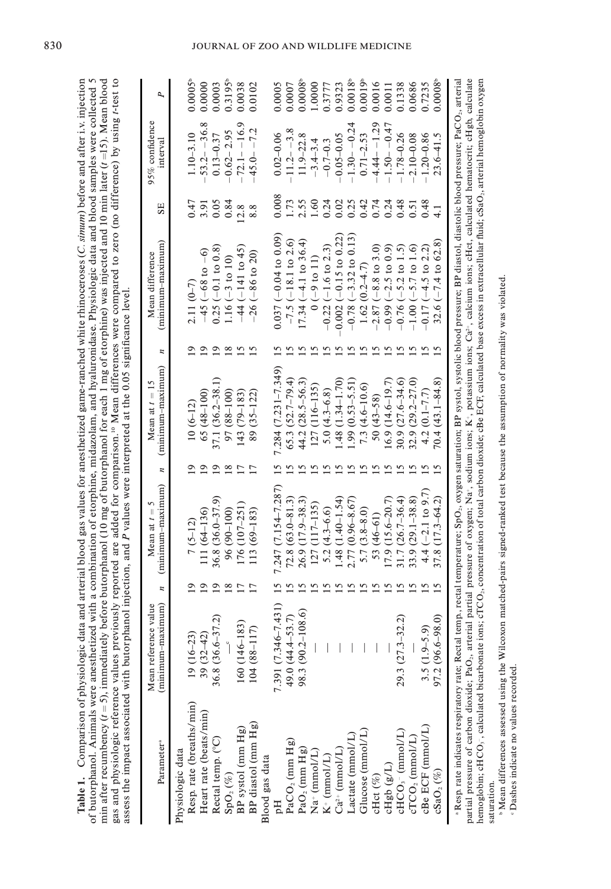**Table 1.** Comparison of physiologic data and arterial blood gas values for anesthetized game-ranched white rhinoceroses (*C. simum*) before and after i.v. injection of butorphanol. Animals were anesthetized with a combination of etorphine, midazolam, and hyaluronidase. Physiologic data and blood samples were collected 5 min after recumbency ($t = 5$), immediately before butorphanol (10 mg of butorphanol for each 1 mg of etorphine) was injected and 10 min later ($t = 15$). Mean blood gas and physiologic reference values previously reported are added for comparison.[10] Mean differences were compared to zero (no difference) by using *t*-test to assess the impact associated with butorphanol injection, and *P* values were interpreted at the 0.05 significance level.

| Parameter[a] | Mean reference value (minimum–maximum) | *n* | Mean at $t = 5$ (minimum–maximum) | *n* | Mean at $t = 15$ (minimum–maximum) | *n* | Mean difference (minimum–maximum) | SE | 95% confidence interval | *P* |
|---|---|---|---|---|---|---|---|---|---|---|
| Physiologic data | | | | | | | | | | |
| Resp. rate (breaths/min) | 19 (16–23) | 19 | 7 (5–12) | 19 | 10 (6–12) | 19 | 2.11 (0–7) | 0.47 | 1.10–3.10 | 0.0005[b] |
| Heart rate (beats/min) | 39 (32–42) | 19 | 111 (64–136) | 19 | 65 (48–100) | 19 | −45 (−68 to −6) | 3.91 | −53.2– −36.8 | 0.0000 |
| Rectal temp. (°C) | 36.8 (36.6–37.2) | 19 | 36.8 (36.0–37.9) | 19 | 37.1 (36.2–38.1) | 19 | 0.25 (−0.1 to 0.8) | 0.05 | 0.13–0.37 | 0.0003 |
| $SpO_2$ (%) | —[c] | 18 | 96 (90–100) | 18 | 97 (88–100) | 18 | 1.16 (−3 to 10) | 0.84 | −0.62– 2.95 | 0.3195[b] |
| BP systol (mm Hg) | 160 (146–183) | 17 | 176 (107–251) | 17 | 143 (79–183) | 15 | −44 (−141 to 45) | 12.8 | −72.1– −16.9 | 0.0038 |
| BP diastol (mm Hg) | 104 (88–117) | 17 | 113 (69–183) | 17 | 89 (35–122) | 15 | −26 (−86 to 20) | 8.8 | −45.0– −7.2 | 0.0102 |
| Blood gas data | | | | | | | | | | |
| pH | 7.391 (7.346–7.431) | 15 | 7.247 (7.154–7.287) | 15 | 7.284 (7.231–7.349) | 15 | 0.037 (−0.04 to 0.09) | 0.008 | 0.02–0.06 | 0.0005 |
| $PaCO_2$ (mm Hg) | 49.0 (44.4–53.7) | 15 | 72.8 (63.0–81.3) | 15 | 65.3 (52.7–79.4) | 15 | −7.5 (−18.1 to 2.6) | 1.73 | −11.2– −3.8 | 0.0007 |
| $PaO_2$ (mm Hg) | 98.3 (90.2–108.6) | 15 | 26.9 (17.9–38.3) | 15 | 44.2 (28.5–56.3) | 15 | 17.34 (−4.1 to 36.4) | 2.55 | 11.9–22.8 | 0.0008[b] |
| $Na^+$ (mmol/L) | — | 15 | 127 (117–135) | 15 | 127 (116–135) | 15 | 0 (−9 to 11) | 1.60 | −3.4–3.4 | 1.0000 |
| $K^+$ (mmol/L) | — | 15 | 5.2 (4.3–6.6) | 15 | 5.0 (4.3–6.8) | 15 | −0.22 (−1.6 to 2.3) | 0.24 | −0.7–0.3 | 0.3777 |
| $Ca^{2+}$ (mmol/L) | — | 15 | 1.48 (1.40–1.54) | 15 | 1.48 (1.34–1.70) | 15 | −0.002 (−0.15 to 0.22) | 0.02 | −0.05–0.05 | 0.9323 |
| Lactate (mmol/L) | — | 15 | 2.77 (0.96–8.67) | 15 | 1.99 (0.53–5.51) | 15 | −0.78 (−3.32 to 0.13) | 0.25 | −1.30– −0.24 | 0.0018[b] |
| Glucose (mmol/L) | — | 15 | 5.7 (3.8–8.0) | 15 | 7.3 (4.6–10.6) | 15 | 1.62 (0.2–4.7) | 0.42 | 0.71–2.53 | 0.0019[b] |
| cHct (%) | — | 15 | 53 (46–61) | 15 | 50 (43–58) | 15 | −2.87 (−8.8 to 3.0) | 0.74 | −4.44– −1.29 | 0.0016 |
| cHgb (g/L) | — | 15 | 17.9 (15.6–20.7) | 15 | 16.9 (14.6–19.7) | 15 | −0.99 (−2.5 to 0.9) | 0.24 | −1.50– −0.47 | 0.0011 |
| $cHCO_3^-$ (mmol/L) | 29.3 (27.3–32.2) | 15 | 31.7 (26.7–36.4) | 15 | 30.9 (27.6–34.6) | 15 | −0.76 (−5.2 to 1.5) | 0.48 | −1.78–0.26 | 0.1338 |
| $cTCO_2$ (mmol/L) | — | 15 | 33.9 (29.1–38.8) | 15 | 32.9 (29.2–27.0) | 15 | −1.00 (−5.7 to 1.6) | 0.51 | −2.10–0.08 | 0.0686 |
| cBe ECF (mmol/L) | 3.5 (1.9–5.9) | 15 | 4.4 (−2.1 to 9.7) | 15 | 4.2 (0.1–7.7) | 15 | −0.17 (−4.5 to 2.2) | 0.48 | −1.20–0.86 | 0.7235 |
| $cSaO_2$ (%) | 97.2 (96.6–98.0) | 15 | 37.8 (17.3–64.2) | 15 | 70.4 (43.1–84.8) | 15 | 32.6 (−7.4 to 62.8) | 4.1 | 23.6–41.5 | 0.0008[b] |

[a] Resp. rate indicates respiratory rate; Rectal temp., rectal temperature; $SpO_2$, oxygen saturation; BP systol, systolic blood pressure; BP diastol, diastolic blood pressure; $PaCO_2$, arterial partial pressure of carbon dioxide; $PaO_2$, arterial partial pressure of oxygen; $Na^+$, sodium ions; $K^+$, potassium ions; $Ca^{2+}$, calcium ions; cHct, calculated hematocrit; cHgb, calculate hemoglobin; $cHCO_3^-$, calculated bicarbonate ions; $cTCO_2$, concentration of total carbon dioxide; cBe ECF, calculated base excess in extracellular fluid; $cSaO_2$, arterial hemoglobin oxygen saturation.

[b] Mean differences assessed using the Wilcoxon matched-pairs signed-ranked test because the assumption of normality was violated.

[c] Dashes indicate no values recorded.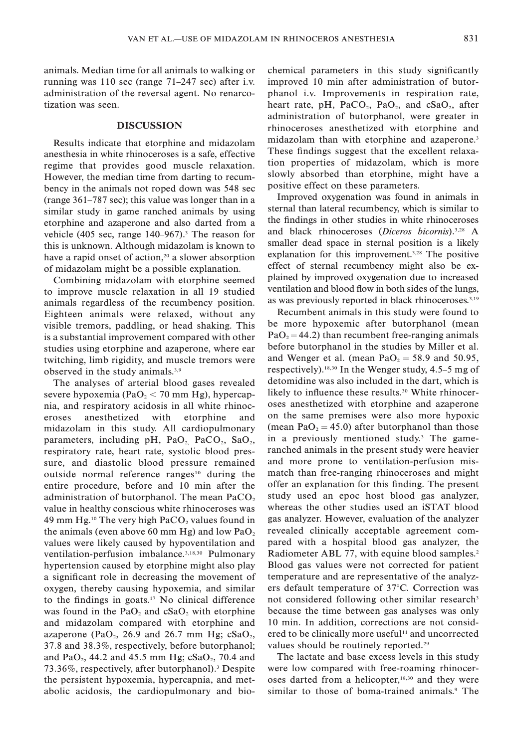animals. Median time for all animals to walking or running was 110 sec (range 71–247 sec) after i.v. administration of the reversal agent. No renarcotization was seen.

## DISCUSSION

Results indicate that etorphine and midazolam anesthesia in white rhinoceroses is a safe, effective regime that provides good muscle relaxation. However, the median time from darting to recumbency in the animals not roped down was 548 sec (range 361–787 sec); this value was longer than in a similar study in game ranched animals by using etorphine and azaperone and also darted from a vehicle (405 sec, range 140–967).[3] The reason for this is unknown. Although midazolam is known to have a rapid onset of action,[20] a slower absorption of midazolam might be a possible explanation.

Combining midazolam with etorphine seemed to improve muscle relaxation in all 19 studied animals regardless of the recumbency position. Eighteen animals were relaxed, without any visible tremors, paddling, or head shaking. This is a substantial improvement compared with other studies using etorphine and azaperone, where ear twitching, limb rigidity, and muscle tremors were observed in the study animals.[3,9]

The analyses of arterial blood gases revealed severe hypoxemia ($PaO_2 < 70$ mm Hg), hypercapnia, and respiratory acidosis in all white rhinoceroses anesthetized with etorphine and midazolam in this study. All cardiopulmonary parameters, including pH, $PaO_2$, $PaCO_2$, $SaO_2$, respiratory rate, heart rate, systolic blood pressure, and diastolic blood pressure remained outside normal reference ranges[10] during the entire procedure, before and 10 min after the administration of butorphanol. The mean $PaCO_2$ value in healthy conscious white rhinoceroses was 49 mm Hg.[10] The very high $PaCO_2$ values found in the animals (even above 60 mm Hg) and low $PaO_2$ values were likely caused by hypoventilation and ventilation-perfusion imbalance.[3,18,30] Pulmonary hypertension caused by etorphine might also play a significant role in decreasing the movement of oxygen, thereby causing hypoxemia, and similar to the findings in goats.[17] No clinical difference was found in the $PaO_2$ and $cSaO_2$ with etorphine and midazolam compared with etorphine and azaperone ($PaO_2$, 26.9 and 26.7 mm Hg; $cSaO_2$, 37.8 and 38.3%, respectively, before butorphanol; and $PaO_2$, 44.2 and 45.5 mm Hg; $cSaO_2$, 70.4 and 73.36%, respectively, after butorphanol).[3] Despite the persistent hypoxemia, hypercapnia, and metabolic acidosis, the cardiopulmonary and biochemical parameters in this study significantly improved 10 min after administration of butorphanol i.v. Improvements in respiration rate, heart rate, pH, $PaCO_2$, $PaO_2$, and $cSaO_2$, after administration of butorphanol, were greater in rhinoceroses anesthetized with etorphine and midazolam than with etorphine and azaperone.[3] These findings suggest that the excellent relaxation properties of midazolam, which is more slowly absorbed than etorphine, might have a positive effect on these parameters.

Improved oxygenation was found in animals in sternal than lateral recumbency, which is similar to the findings in other studies in white rhinoceroses and black rhinoceroses (*Diceros bicornis*).[3,28] A smaller dead space in sternal position is a likely explanation for this improvement.[3,28] The positive effect of sternal recumbency might also be explained by improved oxygenation due to increased ventilation and blood flow in both sides of the lungs, as was previously reported in black rhinoceroses.[3,19]

Recumbent animals in this study were found to be more hypoxemic after butorphanol (mean $PaO_2 = 44.2$) than recumbent free-ranging animals before butorphanol in the studies by Miller et al. and Wenger et al. (mean $PaO_2 = 58.9$ and 50.95, respectively).[18,30] In the Wenger study, 4.5–5 mg of detomidine was also included in the dart, which is likely to influence these results.[30] White rhinoceroses anesthetized with etorphine and azaperone on the same premises were also more hypoxic (mean $PaO_2 = 45.0$) after butorphanol than those in a previously mentioned study.[3] The game-ranched animals in the present study were heavier and more prone to ventilation-perfusion mismatch than free-ranging rhinoceroses and might offer an explanation for this finding. The present study used an epoc host blood gas analyzer, whereas the other studies used an iSTAT blood gas analyzer. However, evaluation of the analyzer revealed clinically acceptable agreement compared with a hospital blood gas analyzer, the Radiometer ABL 77, with equine blood samples.[2] Blood gas values were not corrected for patient temperature and are representative of the analyzers default temperature of 37°C. Correction was not considered following other similar research[3] because the time between gas analyses was only 10 min. In addition, corrections are not considered to be clinically more useful[11] and uncorrected values should be routinely reported.[29]

The lactate and base excess levels in this study were low compared with free-roaming rhinoceroses darted from a helicopter,[18,30] and they were similar to those of boma-trained animals.[9] The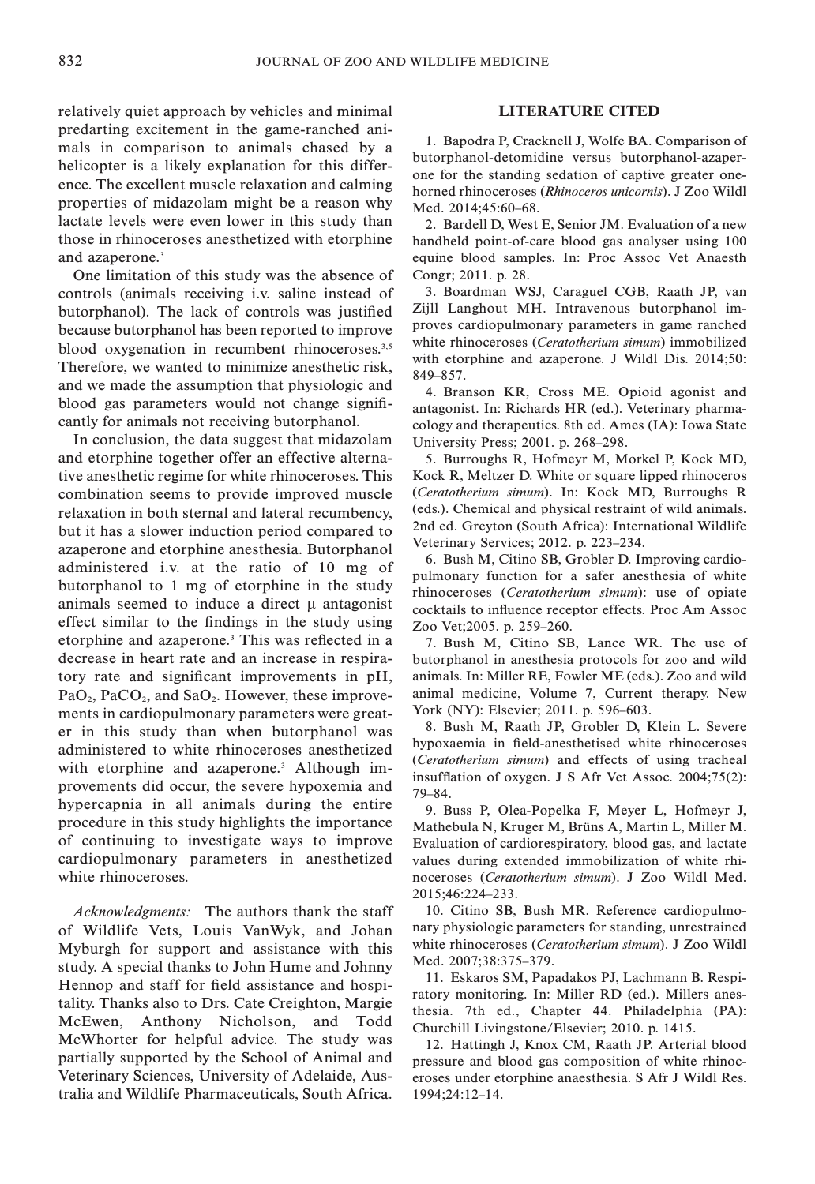relatively quiet approach by vehicles and minimal predarting excitement in the game-ranched animals in comparison to animals chased by a helicopter is a likely explanation for this difference. The excellent muscle relaxation and calming properties of midazolam might be a reason why lactate levels were even lower in this study than those in rhinoceroses anesthetized with etorphine and azaperone.[3]

One limitation of this study was the absence of controls (animals receiving i.v. saline instead of butorphanol). The lack of controls was justified because butorphanol has been reported to improve blood oxygenation in recumbent rhinoceroses.[3,5] Therefore, we wanted to minimize anesthetic risk, and we made the assumption that physiologic and blood gas parameters would not change significantly for animals not receiving butorphanol.

In conclusion, the data suggest that midazolam and etorphine together offer an effective alternative anesthetic regime for white rhinoceroses. This combination seems to provide improved muscle relaxation in both sternal and lateral recumbency, but it has a slower induction period compared to azaperone and etorphine anesthesia. Butorphanol administered i.v. at the ratio of 10 mg of butorphanol to 1 mg of etorphine in the study animals seemed to induce a direct μ antagonist effect similar to the findings in the study using etorphine and azaperone.[3] This was reflected in a decrease in heart rate and an increase in respiratory rate and significant improvements in pH, $PaO_2$, $PaCO_2$, and $SaO_2$. However, these improvements in cardiopulmonary parameters were greater in this study than when butorphanol was administered to white rhinoceroses anesthetized with etorphine and azaperone.[3] Although improvements did occur, the severe hypoxemia and hypercapnia in all animals during the entire procedure in this study highlights the importance of continuing to investigate ways to improve cardiopulmonary parameters in anesthetized white rhinoceroses.

*Acknowledgments:* The authors thank the staff of Wildlife Vets, Louis VanWyk, and Johan Myburgh for support and assistance with this study. A special thanks to John Hume and Johnny Hennop and staff for field assistance and hospitality. Thanks also to Drs. Cate Creighton, Margie McEwen, Anthony Nicholson, and Todd McWhorter for helpful advice. The study was partially supported by the School of Animal and Veterinary Sciences, University of Adelaide, Australia and Wildlife Pharmaceuticals, South Africa.

## LITERATURE CITED

1. Bapodra P, Cracknell J, Wolfe BA. Comparison of butorphanol-detomidine versus butorphanol-azaperone for the standing sedation of captive greater one-horned rhinoceroses (*Rhinoceros unicornis*). J Zoo Wildl Med. 2014;45:60–68.

2. Bardell D, West E, Senior JM. Evaluation of a new handheld point-of-care blood gas analyser using 100 equine blood samples. In: Proc Assoc Vet Anaesth Congr; 2011. p. 28.

3. Boardman WSJ, Caraguel CGB, Raath JP, van Zijll Langhout MH. Intravenous butorphanol improves cardiopulmonary parameters in game ranched white rhinoceroses (*Ceratotherium simum*) immobilized with etorphine and azaperone. J Wildl Dis. 2014;50: 849–857.

4. Branson KR, Cross ME. Opioid agonist and antagonist. In: Richards HR (ed.). Veterinary pharmacology and therapeutics. 8th ed. Ames (IA): Iowa State University Press; 2001. p. 268–298.

5. Burroughs R, Hofmeyr M, Morkel P, Kock MD, Kock R, Meltzer D. White or square lipped rhinoceros (*Ceratotherium simum*). In: Kock MD, Burroughs R (eds.). Chemical and physical restraint of wild animals. 2nd ed. Greyton (South Africa): International Wildlife Veterinary Services; 2012. p. 223–234.

6. Bush M, Citino SB, Grobler D. Improving cardiopulmonary function for a safer anesthesia of white rhinoceroses (*Ceratotherium simum*): use of opiate cocktails to influence receptor effects. Proc Am Assoc Zoo Vet;2005. p. 259–260.

7. Bush M, Citino SB, Lance WR. The use of butorphanol in anesthesia protocols for zoo and wild animals. In: Miller RE, Fowler ME (eds.). Zoo and wild animal medicine, Volume 7, Current therapy. New York (NY): Elsevier; 2011. p. 596–603.

8. Bush M, Raath JP, Grobler D, Klein L. Severe hypoxaemia in field-anesthetised white rhinoceroses (*Ceratotherium simum*) and effects of using tracheal insufflation of oxygen. J S Afr Vet Assoc. 2004;75(2): 79–84.

9. Buss P, Olea-Popelka F, Meyer L, Hofmeyr J, Mathebula N, Kruger M, Brüns A, Martin L, Miller M. Evaluation of cardiorespiratory, blood gas, and lactate values during extended immobilization of white rhinoceroses (*Ceratotherium simum*). J Zoo Wildl Med. 2015;46:224–233.

10. Citino SB, Bush MR. Reference cardiopulmonary physiologic parameters for standing, unrestrained white rhinoceroses (*Ceratotherium simum*). J Zoo Wildl Med. 2007;38:375–379.

11. Eskaros SM, Papadakos PJ, Lachmann B. Respiratory monitoring. In: Miller RD (ed.). Millers anesthesia. 7th ed., Chapter 44. Philadelphia (PA): Churchill Livingstone/Elsevier; 2010. p. 1415.

12. Hattingh J, Knox CM, Raath JP. Arterial blood pressure and blood gas composition of white rhinoceroses under etorphine anaesthesia. S Afr J Wildl Res. 1994;24:12–14.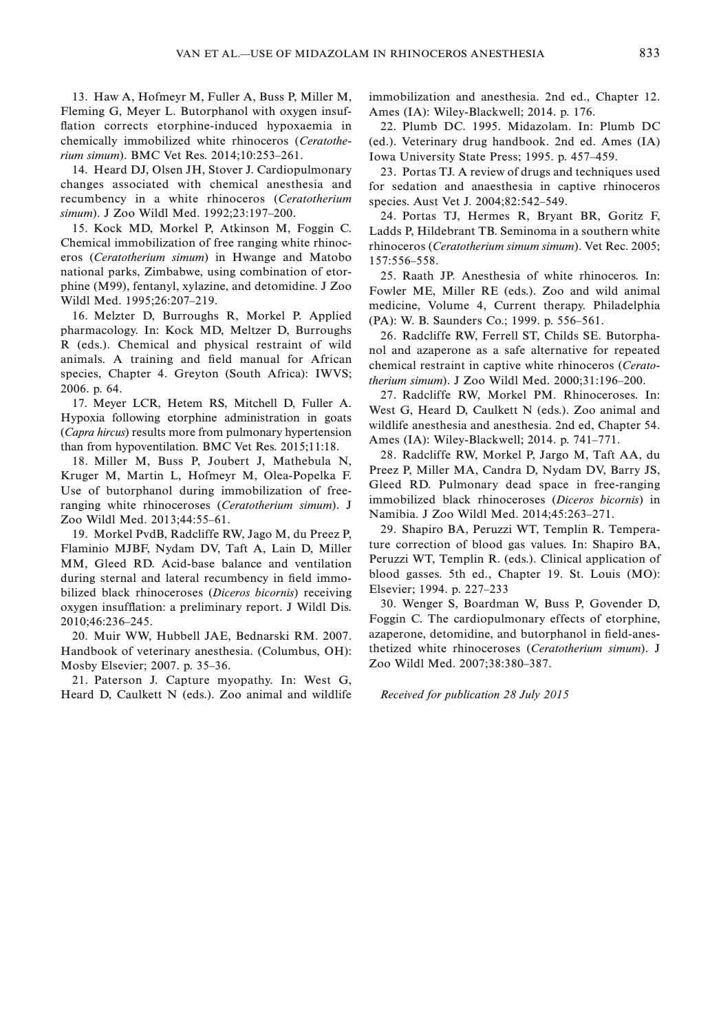13. Haw A, Hofmeyr M, Fuller A, Buss P, Miller M, Fleming G, Meyer L. Butorphanol with oxygen insufflation corrects etorphine-induced hypoxaemia in chemically immobilized white rhinoceros (*Ceratotherium simum*). BMC Vet Res. 2014;10:253–261.

14. Heard DJ, Olsen JH, Stover J. Cardiopulmonary changes associated with chemical anesthesia and recumbency in a white rhinoceros (*Ceratotherium simum*). J Zoo Wildl Med. 1992;23:197–200.

15. Kock MD, Morkel P, Atkinson M, Foggin C. Chemical immobilization of free ranging white rhinoceros (*Ceratotherium simum*) in Hwange and Matobo national parks, Zimbabwe, using combination of etorphine (M99), fentanyl, xylazine, and detomidine. J Zoo Wildl Med. 1995;26:207–219.

16. Melzter D, Burroughs R, Morkel P. Applied pharmacology. In: Kock MD, Meltzer D, Burroughs R (eds.). Chemical and physical restraint of wild animals. A training and field manual for African species, Chapter 4. Greyton (South Africa): IWVS; 2006. p. 64.

17. Meyer LCR, Hetem RS, Mitchell D, Fuller A. Hypoxia following etorphine administration in goats (*Capra hircus*) results more from pulmonary hypertension than from hypoventilation. BMC Vet Res. 2015;11:18.

18. Miller M, Buss P, Joubert J, Mathebula N, Kruger M, Martin L, Hofmeyr M, Olea-Popelka F. Use of butorphanol during immobilization of free-ranging white rhinoceroses (*Ceratotherium simum*). J Zoo Wildl Med. 2013;44:55–61.

19. Morkel PvdB, Radcliffe RW, Jago M, du Preez P, Flaminio MJBF, Nydam DV, Taft A, Lain D, Miller MM, Gleed RD. Acid-base balance and ventilation during sternal and lateral recumbency in field immobilized black rhinoceroses (*Diceros bicornis*) receiving oxygen insufflation: a preliminary report. J Wildl Dis. 2010;46:236–245.

20. Muir WW, Hubbell JAE, Bednarski RM. 2007. Handbook of veterinary anesthesia. (Columbus, OH): Mosby Elsevier; 2007. p. 35–36.

21. Paterson J. Capture myopathy. In: West G, Heard D, Caulkett N (eds.). Zoo animal and wildlife immobilization and anesthesia. 2nd ed., Chapter 12. Ames (IA): Wiley-Blackwell; 2014. p. 176.

22. Plumb DC. 1995. Midazolam. In: Plumb DC (ed.). Veterinary drug handbook. 2nd ed. Ames (IA) Iowa University State Press; 1995. p. 457–459.

23. Portas TJ. A review of drugs and techniques used for sedation and anaesthesia in captive rhinoceros species. Aust Vet J. 2004;82:542–549.

24. Portas TJ, Hermes R, Bryant BR, Goritz F, Ladds P, Hildebrant TB. Seminoma in a southern white rhinoceros (*Ceratotherium simum simum*). Vet Rec. 2005; 157:556–558.

25. Raath JP. Anesthesia of white rhinoceros. In: Fowler ME, Miller RE (eds.). Zoo and wild animal medicine, Volume 4, Current therapy. Philadelphia (PA): W. B. Saunders Co.; 1999. p. 556–561.

26. Radcliffe RW, Ferrell ST, Childs SE. Butorphanol and azaperone as a safe alternative for repeated chemical restraint in captive white rhinoceros (*Ceratotherium simum*). J Zoo Wildl Med. 2000;31:196–200.

27. Radcliffe RW, Morkel PM. Rhinoceroses. In: West G, Heard D, Caulkett N (eds.). Zoo animal and wildlife anesthesia and anesthesia. 2nd ed, Chapter 54. Ames (IA): Wiley-Blackwell; 2014. p. 741–771.

28. Radcliffe RW, Morkel P, Jargo M, Taft AA, du Preez P, Miller MA, Candra D, Nydam DV, Barry JS, Gleed RD. Pulmonary dead space in free-ranging immobilized black rhinoceroses (*Diceros bicornis*) in Namibia. J Zoo Wildl Med. 2014;45:263–271.

29. Shapiro BA, Peruzzi WT, Templin R. Temperature correction of blood gas values. In: Shapiro BA, Peruzzi WT, Templin R. (eds.). Clinical application of blood gasses. 5th ed., Chapter 19. St. Louis (MO): Elsevier; 1994. p. 227–233

30. Wenger S, Boardman W, Buss P, Govender D, Foggin C. The cardiopulmonary effects of etorphine, azaperone, detomidine, and butorphanol in field-anesthetized white rhinoceroses (*Ceratotherium simum*). J Zoo Wildl Med. 2007;38:380–387.

*Received for publication 28 July 2015*